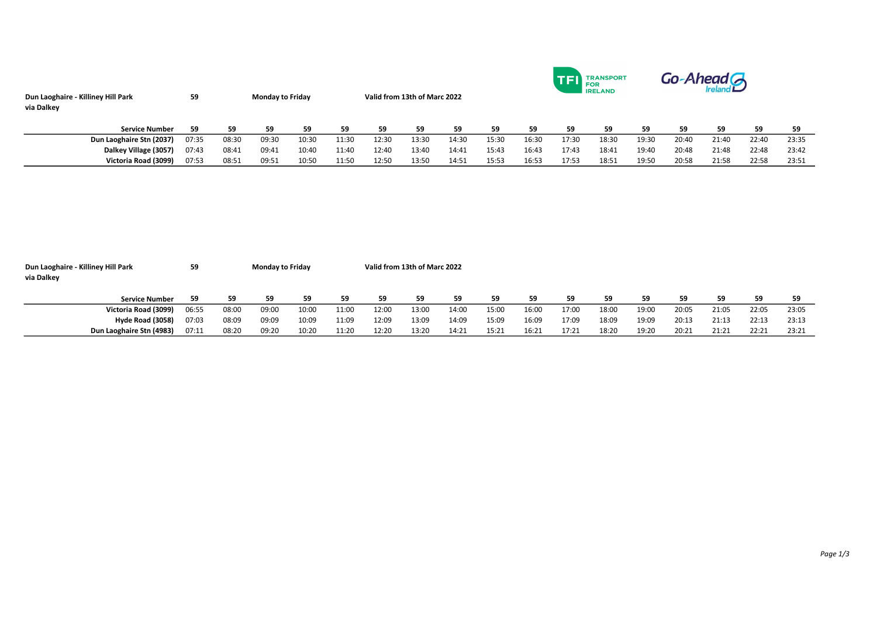**Dun Laoghaire - Killiney Hill Park via Dalkey** **59** **Monday to Friday** **Valid from 13th of Marc 2022**

| Service Number | 59 | 59 | 59 | 59 | 59 | 59 | 59 | 59 | 59 | 59 | 59 | 59 | 59 | 59 | 59 | 59 | 59 |
|---|---|---|---|---|---|---|---|---|---|---|---|---|---|---|---|---|---|
| **Dun Laoghaire Stn (2037)** | 07:35 | 08:30 | 09:30 | 10:30 | 11:30 | 12:30 | 13:30 | 14:30 | 15:30 | 16:30 | 17:30 | 18:30 | 19:30 | 20:40 | 21:40 | 22:40 | 23:35 |
| **Dalkey Village (3057)** | 07:43 | 08:41 | 09:41 | 10:40 | 11:40 | 12:40 | 13:40 | 14:41 | 15:43 | 16:43 | 17:43 | 18:41 | 19:40 | 20:48 | 21:48 | 22:48 | 23:42 |
| **Victoria Road (3099)** | 07:53 | 08:51 | 09:51 | 10:50 | 11:50 | 12:50 | 13:50 | 14:51 | 15:53 | 16:53 | 17:53 | 18:51 | 19:50 | 20:58 | 21:58 | 22:58 | 23:51 |

**Dun Laoghaire - Killiney Hill Park via Dalkey** **59** **Monday to Friday** **Valid from 13th of Marc 2022**

| Service Number | 59 | 59 | 59 | 59 | 59 | 59 | 59 | 59 | 59 | 59 | 59 | 59 | 59 | 59 | 59 | 59 | 59 |
|---|---|---|---|---|---|---|---|---|---|---|---|---|---|---|---|---|---|
| **Victoria Road (3099)** | 06:55 | 08:00 | 09:00 | 10:00 | 11:00 | 12:00 | 13:00 | 14:00 | 15:00 | 16:00 | 17:00 | 18:00 | 19:00 | 20:05 | 21:05 | 22:05 | 23:05 |
| **Hyde Road (3058)** | 07:03 | 08:09 | 09:09 | 10:09 | 11:09 | 12:09 | 13:09 | 14:09 | 15:09 | 16:09 | 17:09 | 18:09 | 19:09 | 20:13 | 21:13 | 22:13 | 23:13 |
| **Dun Laoghaire Stn (4983)** | 07:11 | 08:20 | 09:20 | 10:20 | 11:20 | 12:20 | 13:20 | 14:21 | 15:21 | 16:21 | 17:21 | 18:20 | 19:20 | 20:21 | 21:21 | 22:21 | 23:21 |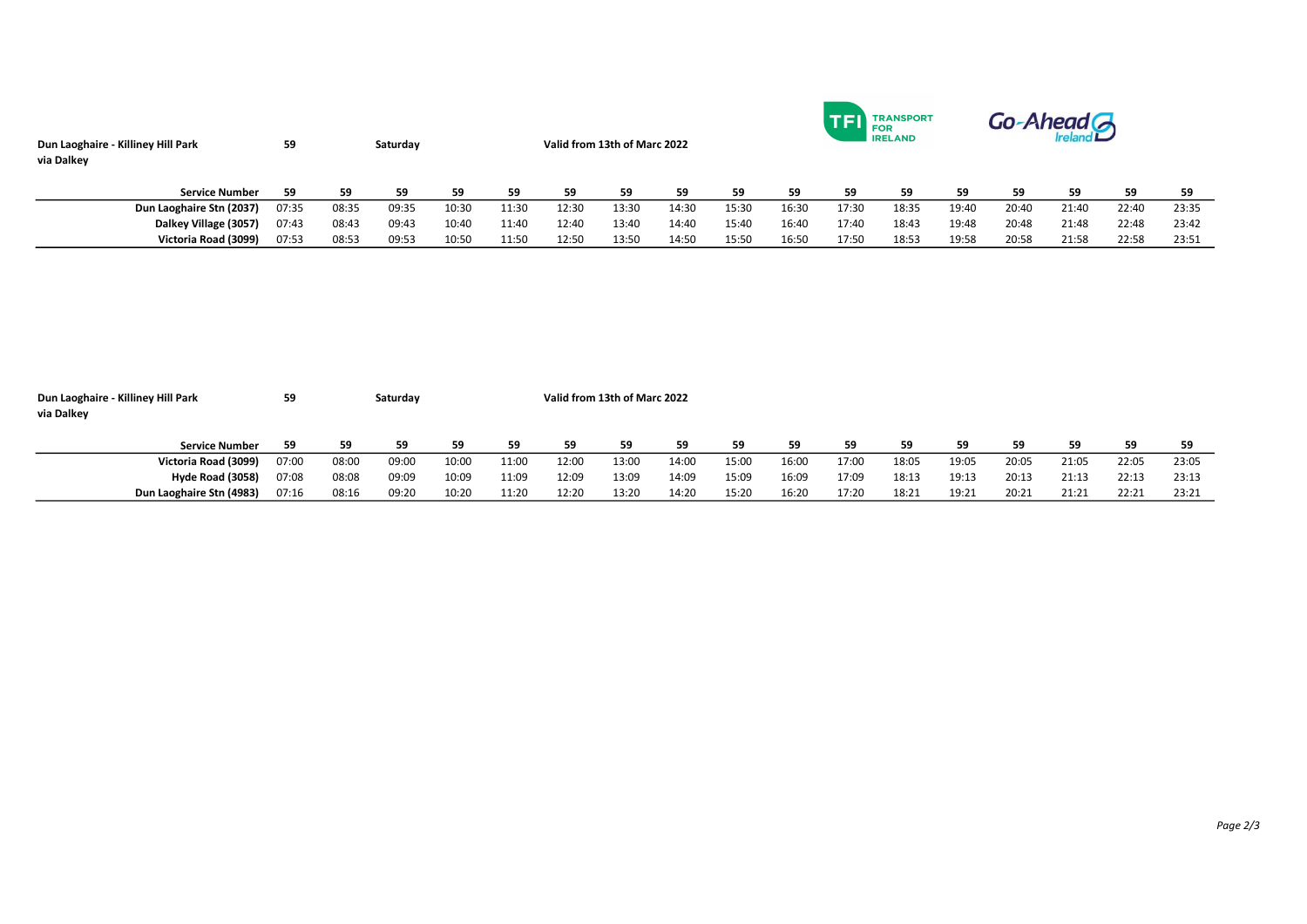**Dun Laoghaire - Killiney Hill Park via Dalkey** | **59** | **Saturday** | **Valid from 13th of Marc 2022**

| Service Number | 59 | 59 | 59 | 59 | 59 | 59 | 59 | 59 | 59 | 59 | 59 | 59 | 59 | 59 | 59 | 59 | 59 |
|---|---|---|---|---|---|---|---|---|---|---|---|---|---|---|---|---|---|
| Dun Laoghaire Stn (2037) | 07:35 | 08:35 | 09:35 | 10:30 | 11:30 | 12:30 | 13:30 | 14:30 | 15:30 | 16:30 | 17:30 | 18:35 | 19:40 | 20:40 | 21:40 | 22:40 | 23:35 |
| Dalkey Village (3057) | 07:43 | 08:43 | 09:43 | 10:40 | 11:40 | 12:40 | 13:40 | 14:40 | 15:40 | 16:40 | 17:40 | 18:43 | 19:48 | 20:48 | 21:48 | 22:48 | 23:42 |
| Victoria Road (3099) | 07:53 | 08:53 | 09:53 | 10:50 | 11:50 | 12:50 | 13:50 | 14:50 | 15:50 | 16:50 | 17:50 | 18:53 | 19:58 | 20:58 | 21:58 | 22:58 | 23:51 |

**Dun Laoghaire - Killiney Hill Park via Dalkey** | **59** | **Saturday** | **Valid from 13th of Marc 2022**

| Service Number | 59 | 59 | 59 | 59 | 59 | 59 | 59 | 59 | 59 | 59 | 59 | 59 | 59 | 59 | 59 | 59 | 59 |
|---|---|---|---|---|---|---|---|---|---|---|---|---|---|---|---|---|---|
| Victoria Road (3099) | 07:00 | 08:00 | 09:00 | 10:00 | 11:00 | 12:00 | 13:00 | 14:00 | 15:00 | 16:00 | 17:00 | 18:05 | 19:05 | 20:05 | 21:05 | 22:05 | 23:05 |
| Hyde Road (3058) | 07:08 | 08:08 | 09:09 | 10:09 | 11:09 | 12:09 | 13:09 | 14:09 | 15:09 | 16:09 | 17:09 | 18:13 | 19:13 | 20:13 | 21:13 | 22:13 | 23:13 |
| Dun Laoghaire Stn (4983) | 07:16 | 08:16 | 09:20 | 10:20 | 11:20 | 12:20 | 13:20 | 14:20 | 15:20 | 16:20 | 17:20 | 18:21 | 19:21 | 20:21 | 21:21 | 22:21 | 23:21 |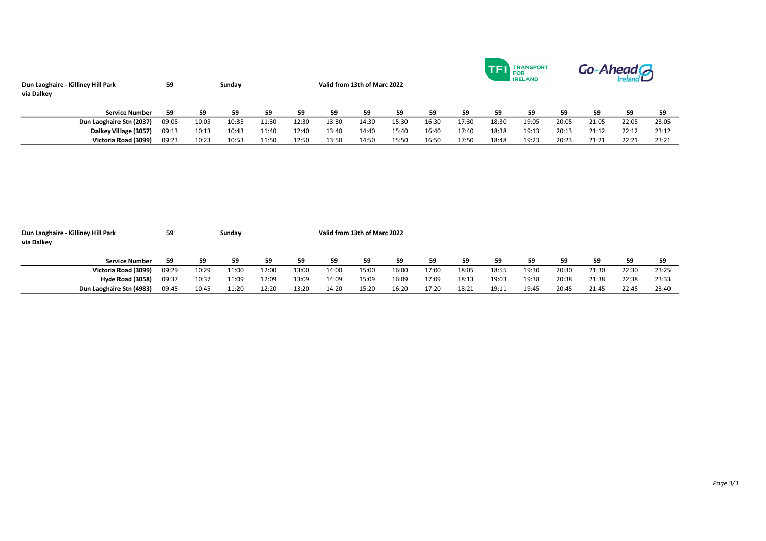Dun Laoghaire - Killiney Hill Park via Dalkey | 59 | Sunday | Valid from 13th of Marc 2022

| Service Number | 59 | 59 | 59 | 59 | 59 | 59 | 59 | 59 | 59 | 59 | 59 | 59 | 59 | 59 | 59 | 59 |
|---|---|---|---|---|---|---|---|---|---|---|---|---|---|---|---|---|
| Dun Laoghaire Stn (2037) | 09:05 | 10:05 | 10:35 | 11:30 | 12:30 | 13:30 | 14:30 | 15:30 | 16:30 | 17:30 | 18:30 | 19:05 | 20:05 | 21:05 | 22:05 | 23:05 |
| Dalkey Village (3057) | 09:13 | 10:13 | 10:43 | 11:40 | 12:40 | 13:40 | 14:40 | 15:40 | 16:40 | 17:40 | 18:38 | 19:13 | 20:13 | 21:12 | 22:12 | 23:12 |
| Victoria Road (3099) | 09:23 | 10:23 | 10:53 | 11:50 | 12:50 | 13:50 | 14:50 | 15:50 | 16:50 | 17:50 | 18:48 | 19:23 | 20:23 | 21:21 | 22:21 | 23:21 |

Dun Laoghaire - Killiney Hill Park via Dalkey | 59 | Sunday | Valid from 13th of Marc 2022

| Service Number | 59 | 59 | 59 | 59 | 59 | 59 | 59 | 59 | 59 | 59 | 59 | 59 | 59 | 59 | 59 | 59 |
|---|---|---|---|---|---|---|---|---|---|---|---|---|---|---|---|---|
| Victoria Road (3099) | 09:29 | 10:29 | 11:00 | 12:00 | 13:00 | 14:00 | 15:00 | 16:00 | 17:00 | 18:05 | 18:55 | 19:30 | 20:30 | 21:30 | 22:30 | 23:25 |
| Hyde Road (3058) | 09:37 | 10:37 | 11:09 | 12:09 | 13:09 | 14:09 | 15:09 | 16:09 | 17:09 | 18:13 | 19:03 | 19:38 | 20:38 | 21:38 | 22:38 | 23:33 |
| Dun Laoghaire Stn (4983) | 09:45 | 10:45 | 11:20 | 12:20 | 13:20 | 14:20 | 15:20 | 16:20 | 17:20 | 18:21 | 19:11 | 19:45 | 20:45 | 21:45 | 22:45 | 23:40 |